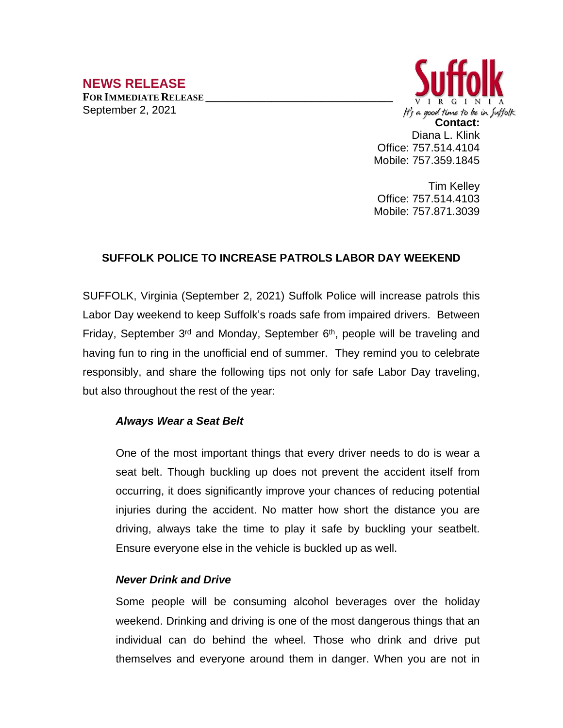# NEWS RELEASE

**FOR IMMEDIATE RELEASE**

September 2, 2021

Suffolk
VIRGINIA
It's a good time to be in Suffolk

**Contact:**
Diana L. Klink
Office: 757.514.4104
Mobile: 757.359.1845

Tim Kelley
Office: 757.514.4103
Mobile: 757.871.3039

## SUFFOLK POLICE TO INCREASE PATROLS LABOR DAY WEEKEND

SUFFOLK, Virginia (September 2, 2021) Suffolk Police will increase patrols this Labor Day weekend to keep Suffolk's roads safe from impaired drivers. Between Friday, September 3rd and Monday, September 6th, people will be traveling and having fun to ring in the unofficial end of summer. They remind you to celebrate responsibly, and share the following tips not only for safe Labor Day traveling, but also throughout the rest of the year:

***Always Wear a Seat Belt***

One of the most important things that every driver needs to do is wear a seat belt. Though buckling up does not prevent the accident itself from occurring, it does significantly improve your chances of reducing potential injuries during the accident. No matter how short the distance you are driving, always take the time to play it safe by buckling your seatbelt. Ensure everyone else in the vehicle is buckled up as well.

***Never Drink and Drive***

Some people will be consuming alcohol beverages over the holiday weekend. Drinking and driving is one of the most dangerous things that an individual can do behind the wheel. Those who drink and drive put themselves and everyone around them in danger. When you are not in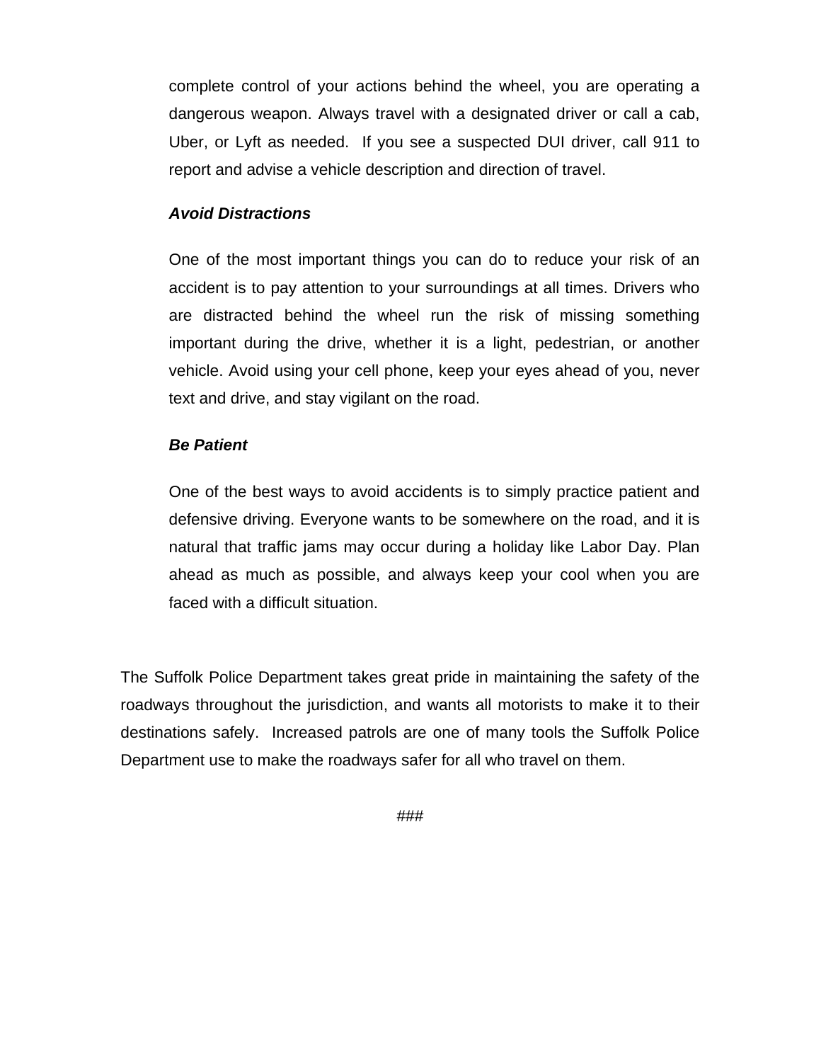complete control of your actions behind the wheel, you are operating a dangerous weapon. Always travel with a designated driver or call a cab, Uber, or Lyft as needed. If you see a suspected DUI driver, call 911 to report and advise a vehicle description and direction of travel.

***Avoid Distractions***

One of the most important things you can do to reduce your risk of an accident is to pay attention to your surroundings at all times. Drivers who are distracted behind the wheel run the risk of missing something important during the drive, whether it is a light, pedestrian, or another vehicle. Avoid using your cell phone, keep your eyes ahead of you, never text and drive, and stay vigilant on the road.

***Be Patient***

One of the best ways to avoid accidents is to simply practice patient and defensive driving. Everyone wants to be somewhere on the road, and it is natural that traffic jams may occur during a holiday like Labor Day. Plan ahead as much as possible, and always keep your cool when you are faced with a difficult situation.

The Suffolk Police Department takes great pride in maintaining the safety of the roadways throughout the jurisdiction, and wants all motorists to make it to their destinations safely. Increased patrols are one of many tools the Suffolk Police Department use to make the roadways safer for all who travel on them.

###